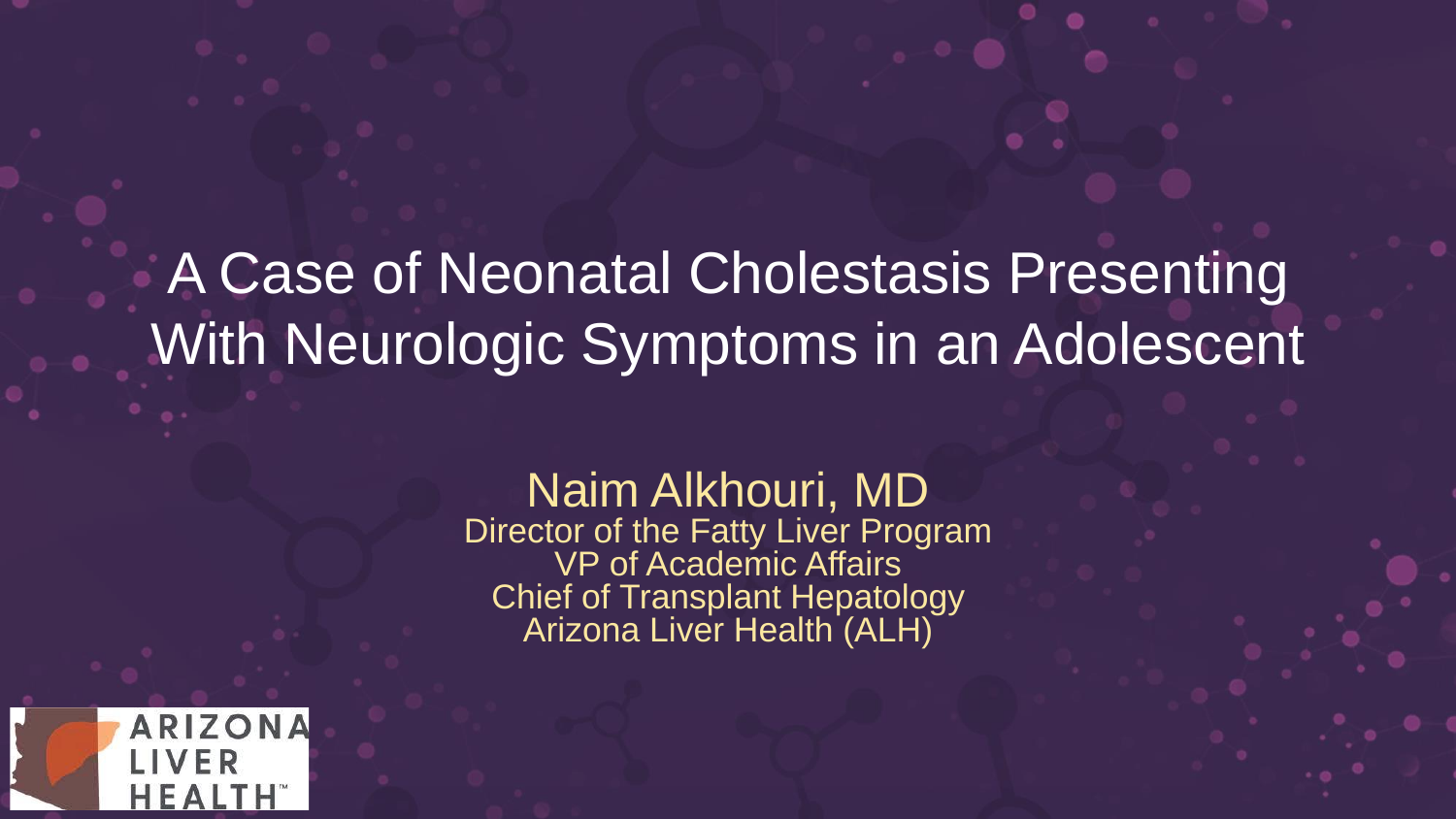# A Case of Neonatal Cholestasis Presenting With Neurologic Symptoms in an Adolescent

**Naim Alkhouri, MD**
Director of the Fatty Liver Program
VP of Academic Affairs
Chief of Transplant Hepatology
Arizona Liver Health (ALH)

ARIZONA LIVER HEALTH™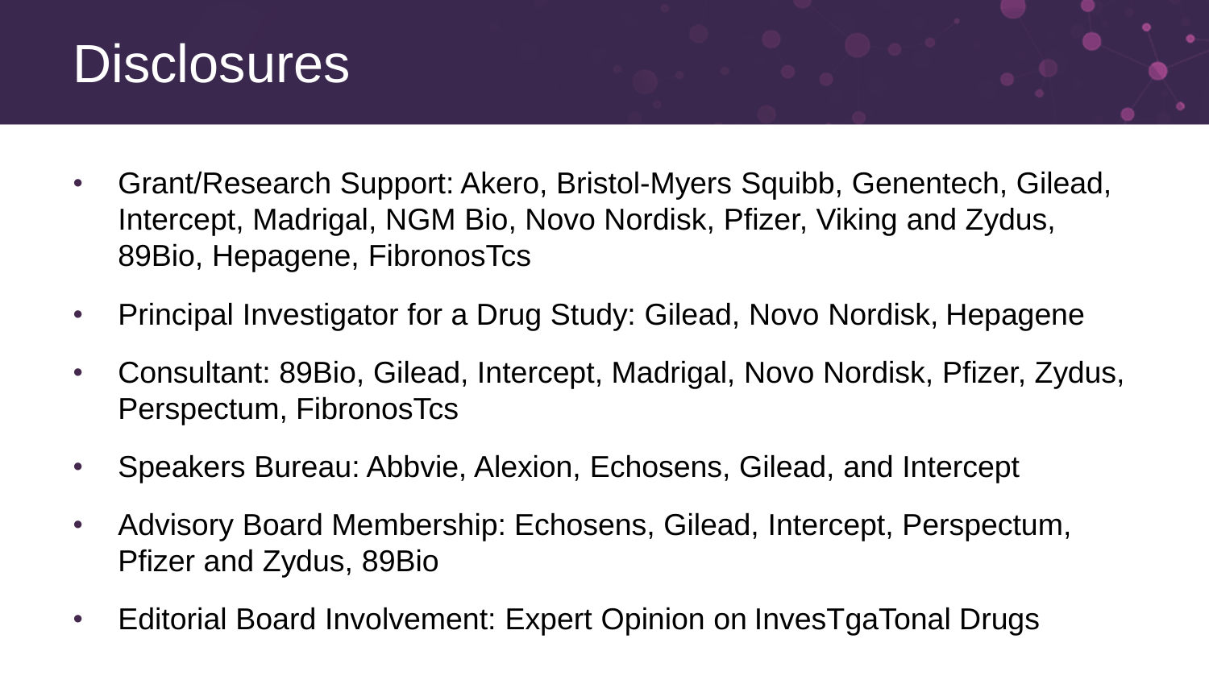# Disclosures

- Grant/Research Support: Akero, Bristol-Myers Squibb, Genentech, Gilead, Intercept, Madrigal, NGM Bio, Novo Nordisk, Pfizer, Viking and Zydus, 89Bio, Hepagene, FibronosTcs
- Principal Investigator for a Drug Study: Gilead, Novo Nordisk, Hepagene
- Consultant: 89Bio, Gilead, Intercept, Madrigal, Novo Nordisk, Pfizer, Zydus, Perspectum, FibronosTcs
- Speakers Bureau: Abbvie, Alexion, Echosens, Gilead, and Intercept
- Advisory Board Membership: Echosens, Gilead, Intercept, Perspectum, Pfizer and Zydus, 89Bio
- Editorial Board Involvement: Expert Opinion on InvesTgaTonal Drugs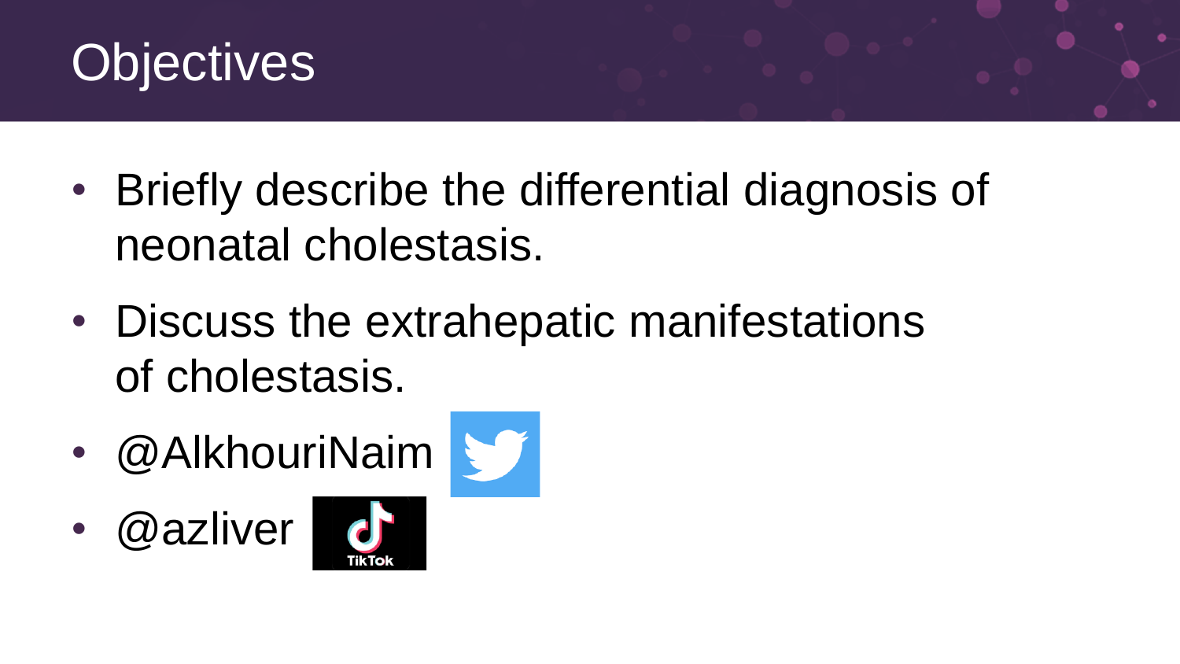# Objectives

- Briefly describe the differential diagnosis of neonatal cholestasis.
- Discuss the extrahepatic manifestations of cholestasis.
- @AlkhouriNaim
- @azliver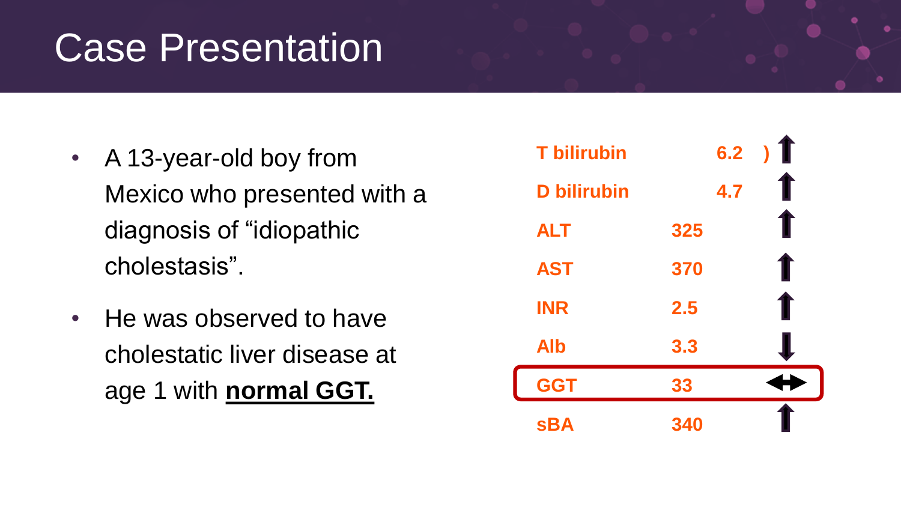# Case Presentation

- A 13-year-old boy from Mexico who presented with a diagnosis of “idiopathic cholestasis”.
- He was observed to have cholestatic liver disease at age 1 with **normal GGT.**

| Test | Value | Trend |
|---|---|---|
| **T bilirubin** | **6.2 )** | ↑ |
| **D bilirubin** | **4.7** | ↑ |
| **ALT** | **325** | ↑ |
| **AST** | **370** | ↑ |
| **INR** | **2.5** | ↑ |
| **Alb** | **3.3** | ↓ |
| **GGT** | **33** | ↔ |
| **sBA** | **340** | ↑ |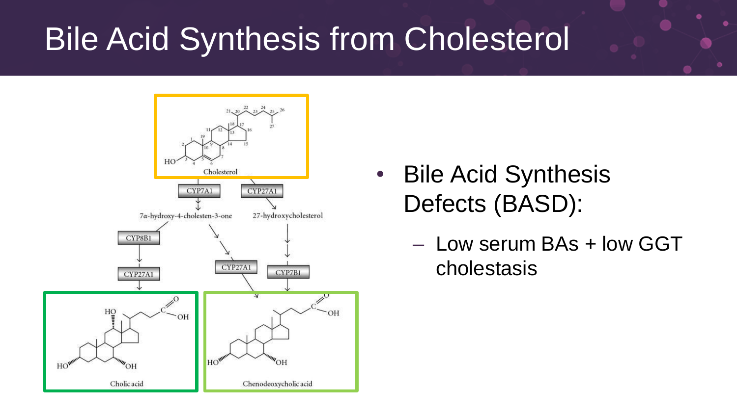# Bile Acid Synthesis from Cholesterol

- Bile Acid Synthesis Defects (BASD):
  - Low serum BAs + low GGT cholestasis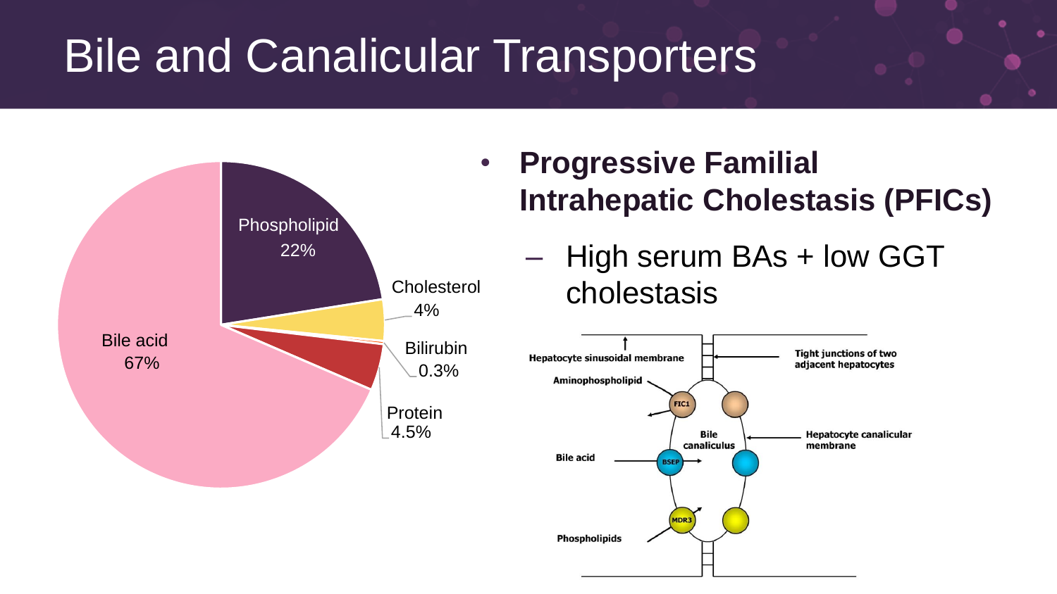# Bile and Canalicular Transporters

Phospholipid 22%
Cholesterol 4%
Bilirubin 0.3%
Protein 4.5%
Bile acid 67%

- **Progressive Familial Intrahepatic Cholestasis (PFICs)**
  - High serum BAs + low GGT cholestasis

Hepatocyte sinusoidal membrane
Tight junctions of two adjacent hepatocytes
Aminophospholipid
FIC1
Bile canaliculus
Hepatocyte canalicular membrane
Bile acid
BSEP
MDR3
Phospholipids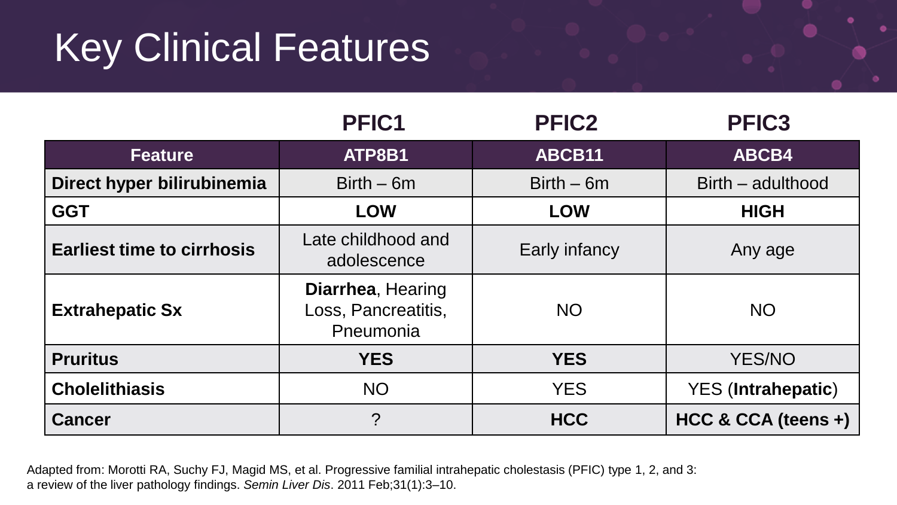# Key Clinical Features

| | PFIC1 | PFIC2 | PFIC3 |
|---|---|---|---|
| **Feature** | **ATP8B1** | **ABCB11** | **ABCB4** |
| **Direct hyper bilirubinemia** | Birth – 6m | Birth – 6m | Birth – adulthood |
| **GGT** | **LOW** | **LOW** | **HIGH** |
| **Earliest time to cirrhosis** | Late childhood and adolescence | Early infancy | Any age |
| **Extrahepatic Sx** | **Diarrhea**, Hearing Loss, Pancreatitis, Pneumonia | NO | NO |
| **Pruritus** | **YES** | **YES** | YES/NO |
| **Cholelithiasis** | NO | YES | YES (**Intrahepatic**) |
| **Cancer** | ? | **HCC** | **HCC & CCA (teens +)** |

Adapted from: Morotti RA, Suchy FJ, Magid MS, et al. Progressive familial intrahepatic cholestasis (PFIC) type 1, 2, and 3: a review of the liver pathology findings. *Semin Liver Dis*. 2011 Feb;31(1):3–10.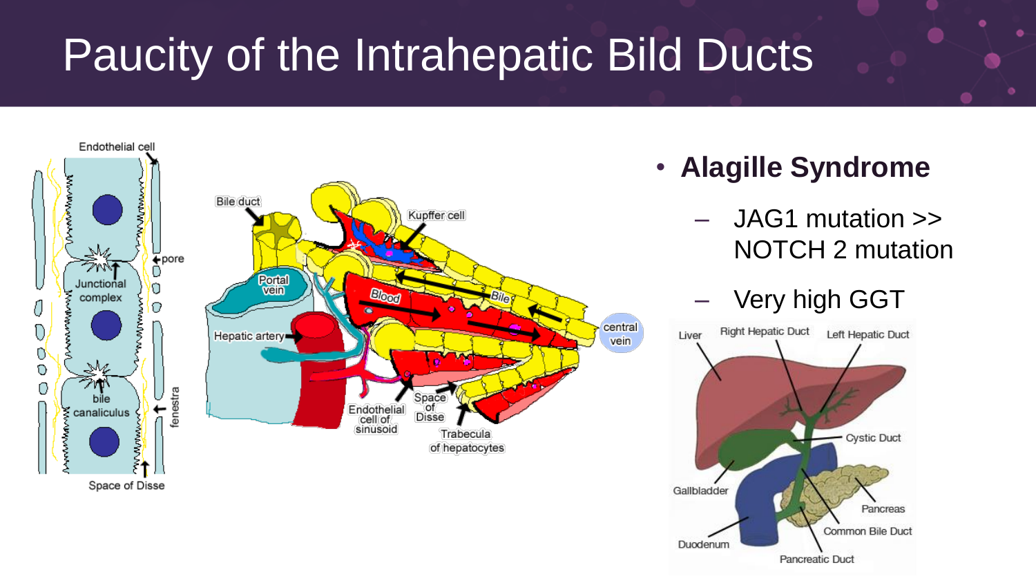# Paucity of the Intrahepatic Bild Ducts

- **Alagille Syndrome**
  - JAG1 mutation >> NOTCH 2 mutation
  - Very high GGT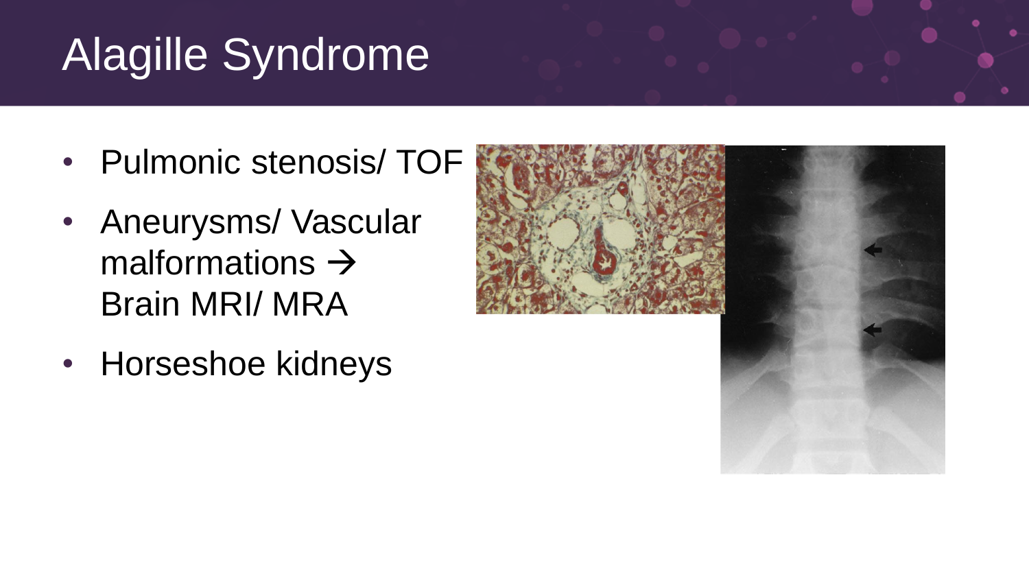# Alagille Syndrome

- Pulmonic stenosis/ TOF
- Aneurysms/ Vascular malformations → Brain MRI/ MRA
- Horseshoe kidneys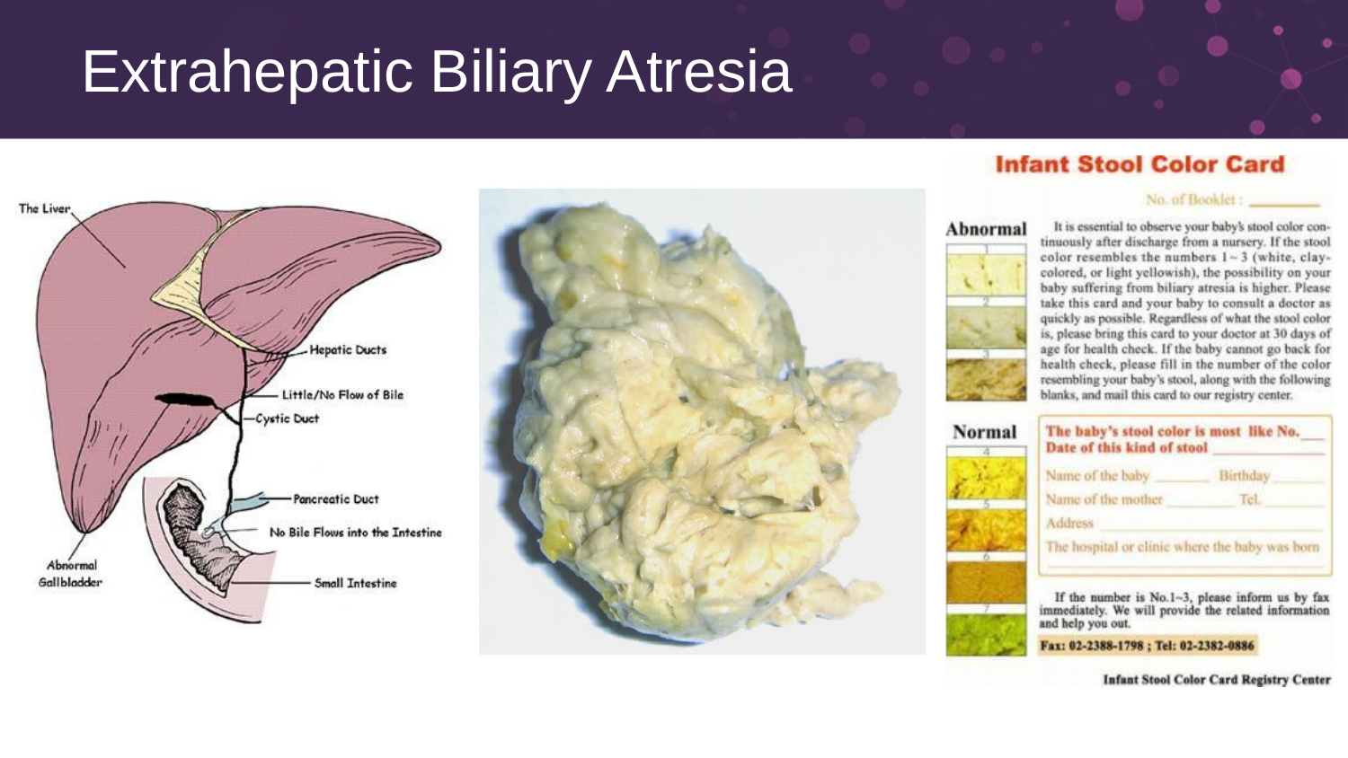# Extrahepatic Biliary Atresia

The Liver

Hepatic Ducts

Little/No Flow of Bile

Cystic Duct

Pancreatic Duct

No Bile Flows into the Intestine

Abnormal Gallbladder

Small Intestine

## Infant Stool Color Card

No. of Booklet : ________

**Abnormal**

1

2

3

It is essential to observe your baby's stool color continuously after discharge from a nursery. If the stool color resembles the numbers 1~3 (white, clay-colored, or light yellowish), the possibility on your baby suffering from biliary atresia is higher. Please take this card and your baby to consult a doctor as quickly as possible. Regardless of what the stool color is, please bring this card to your doctor at 30 days of age for health check. If the baby cannot go back for health check, please fill in the number of the color resembling your baby's stool, along with the following blanks, and mail this card to our registry center.

**Normal**

4

5

6

7

**The baby's stool color is most like No.** ___
**Date of this kind of stool** ________

Name of the baby ________ Birthday ________

Name of the mother ________ Tel. ________

Address ________

The hospital or clinic where the baby was born ________

If the number is No.1~3, please inform us by fax immediately. We will provide the related information and help you out.

**Fax: 02-2388-1798 ; Tel: 02-2382-0886**

**Infant Stool Color Card Registry Center**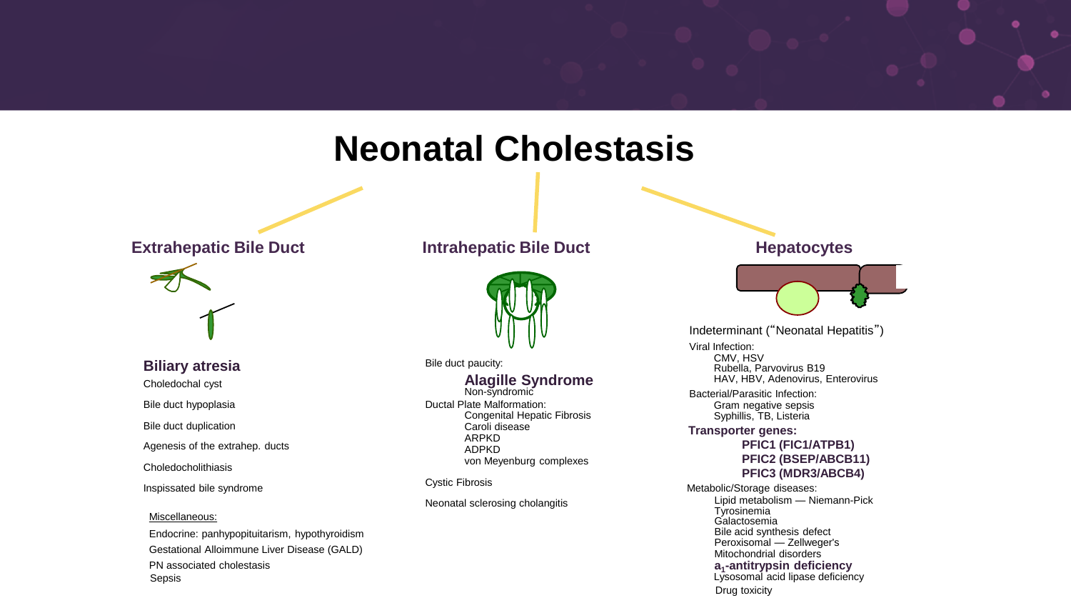# Neonatal Cholestasis

## Extrahepatic Bile Duct

**Biliary atresia**

Choledochal cyst

Bile duct hypoplasia

Bile duct duplication

Agenesis of the extrahep. ducts

Choledocholithiasis

Inspissated bile syndrome

Miscellaneous:

Endocrine: panhypopituitarism, hypothyroidism

Gestational Alloimmune Liver Disease (GALD)

PN associated cholestasis

Sepsis

## Intrahepatic Bile Duct

Bile duct paucity:

- **Alagille Syndrome**
- Non-syndromic

Ductal Plate Malformation:

- Congenital Hepatic Fibrosis
- Caroli disease
- ARPKD
- ADPKD
- von Meyenburg complexes

Cystic Fibrosis

Neonatal sclerosing cholangitis

## Hepatocytes

Indeterminant ("Neonatal Hepatitis")

Viral Infection:

- CMV, HSV
- Rubella, Parvovirus B19
- HAV, HBV, Adenovirus, Enterovirus

Bacterial/Parasitic Infection:

- Gram negative sepsis
- Syphillis, TB, Listeria

**Transporter genes:**

- **PFIC1 (FIC1/ATPB1)**
- **PFIC2 (BSEP/ABCB11)**
- **PFIC3 (MDR3/ABCB4)**

Metabolic/Storage diseases:

- Lipid metabolism — Niemann-Pick
- Tyrosinemia
- Galactosemia
- Bile acid synthesis defect
- Peroxisomal — Zellweger's
- Mitochondrial disorders
- **$a_1$-antitrypsin deficiency**
- Lysosomal acid lipase deficiency
- Drug toxicity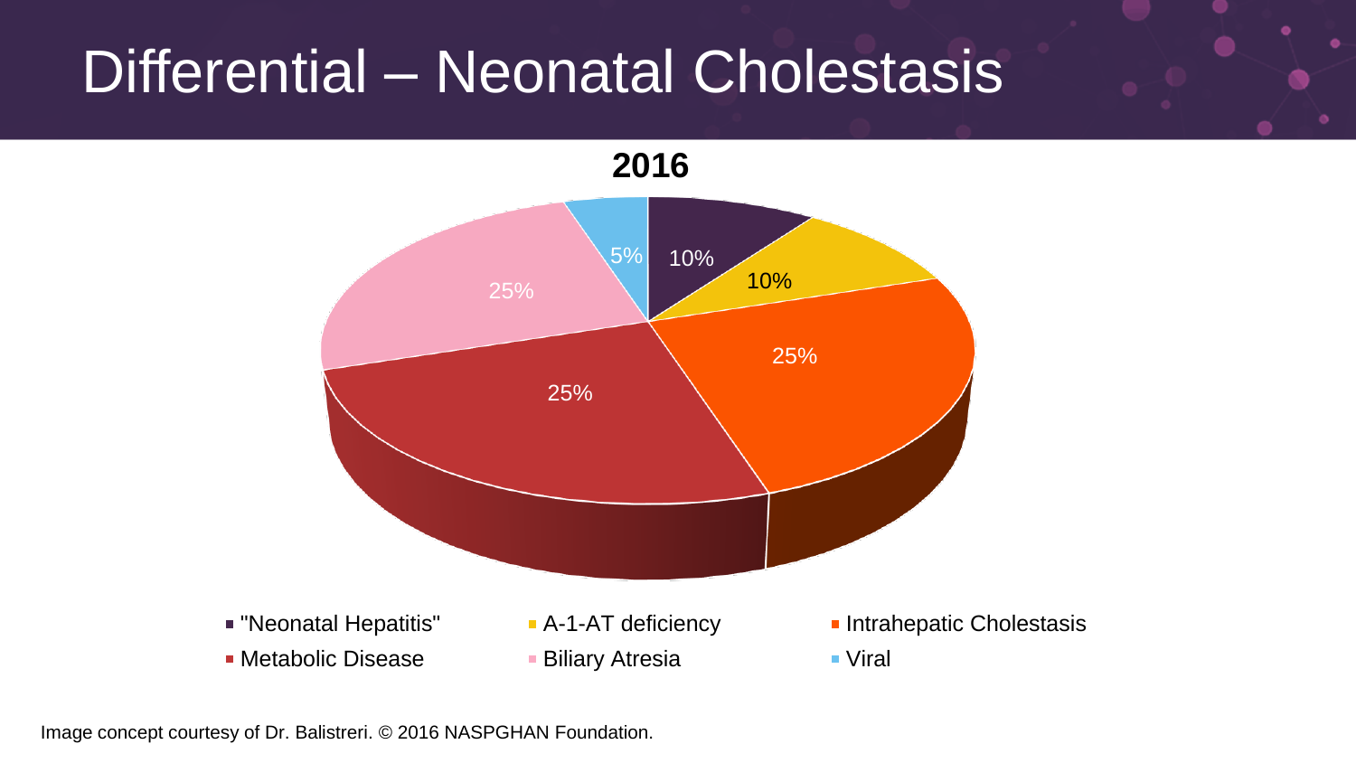# Differential – Neonatal Cholestasis

**2016**

| Category | Percentage |
| --- | --- |
| "Neonatal Hepatitis" | 10% |
| A-1-AT deficiency | 10% |
| Intrahepatic Cholestasis | 25% |
| Metabolic Disease | 25% |
| Biliary Atresia | 25% |
| Viral | 5% |

Image concept courtesy of Dr. Balistreri. © 2016 NASPGHAN Foundation.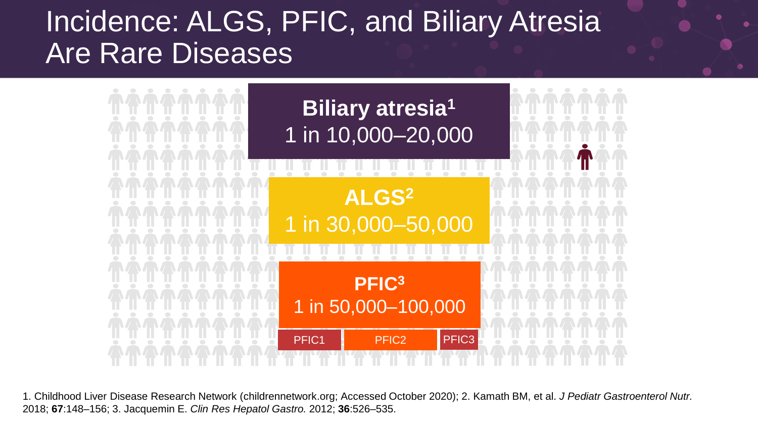# Incidence: ALGS, PFIC, and Biliary Atresia Are Rare Diseases

**Biliary atresia[1]**
1 in 10,000–20,000

**ALGS[2]**
1 in 30,000–50,000

**PFIC[3]**
1 in 50,000–100,000

PFIC1 | PFIC2 | PFIC3

1. Childhood Liver Disease Research Network (childrennetwork.org; Accessed October 2020); 2. Kamath BM, et al. *J Pediatr Gastroenterol Nutr.* 2018; **67**:148–156; 3. Jacquemin E. *Clin Res Hepatol Gastro.* 2012; **36**:526–535.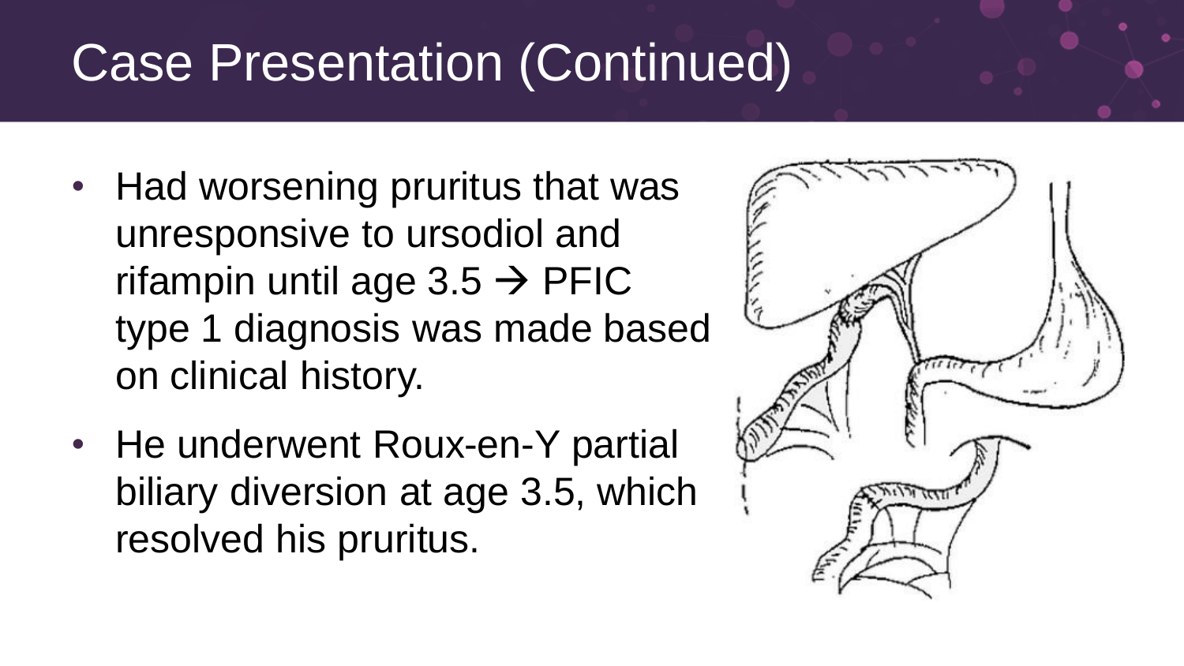# Case Presentation (Continued)

- Had worsening pruritus that was unresponsive to ursodiol and rifampin until age 3.5 → PFIC type 1 diagnosis was made based on clinical history.
- He underwent Roux-en-Y partial biliary diversion at age 3.5, which resolved his pruritus.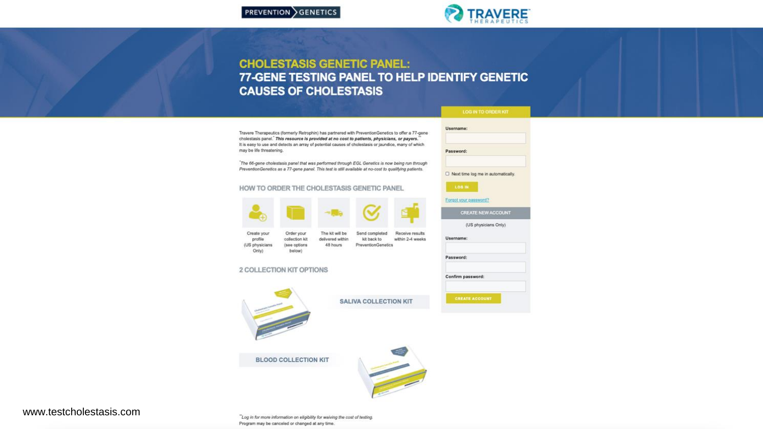PREVENTION GENETICS

TRAVERE THERAPEUTICS

# CHOLESTASIS GENETIC PANEL: 77-GENE TESTING PANEL TO HELP IDENTIFY GENETIC CAUSES OF CHOLESTASIS

Travere Therapeutics (formerly Retrophin) has partnered with PreventionGenetics to offer a 77-gene cholestasis panel.* ***This resource is provided at no cost to patients, physicians, or payers.***** It is easy to use and detects an array of potential causes of cholestasis or jaundice, many of which may be life threatening.

**The 66-gene cholestasis panel that was performed through EGL Genetics is now being run through PreventionGenetics as a 77-gene panel. This test is still available at no-cost to qualifying patients.*

## HOW TO ORDER THE CHOLESTASIS GENETIC PANEL

- Create your profile (US physicians Only)
- Order your collection kit (see options below)
- The kit will be delivered within 48 hours
- Send completed kit back to PreventionGenetics
- Receive results within 2-4 weeks

## 2 COLLECTION KIT OPTIONS

**SALIVA COLLECTION KIT**

**BLOOD COLLECTION KIT**

**LOG IN TO ORDER KIT**

Username:

Password:

Next time log me in automatically.

LOG IN

Forgot your password?

**CREATE NEW ACCOUNT**

(US physicians Only)

Username:

Password:

Confirm password:

CREATE ACCOUNT

***Log in for more information on eligibility for waiving the cost of testing.*

Program may be canceled or changed at any time.

www.testcholestasis.com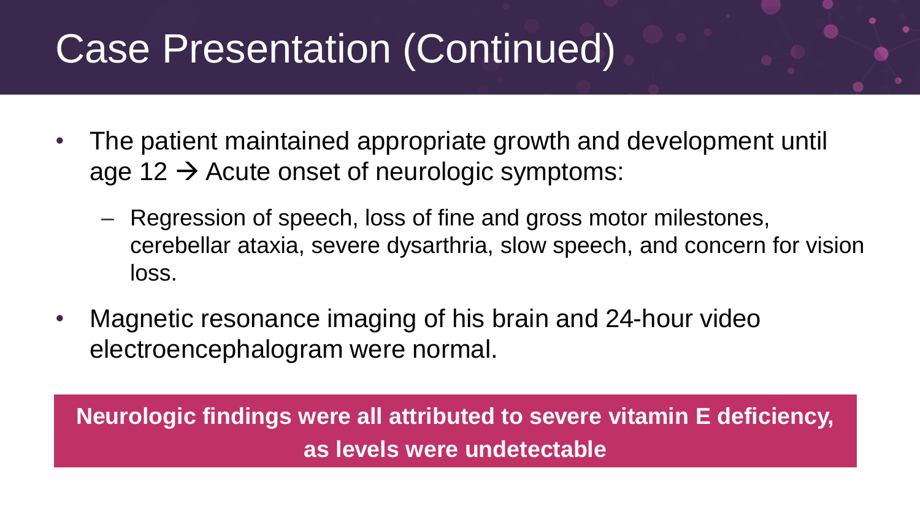# Case Presentation (Continued)

- The patient maintained appropriate growth and development until age 12 → Acute onset of neurologic symptoms:
  - Regression of speech, loss of fine and gross motor milestones, cerebellar ataxia, severe dysarthria, slow speech, and concern for vision loss.
- Magnetic resonance imaging of his brain and 24-hour video electroencephalogram were normal.

**Neurologic findings were all attributed to severe vitamin E deficiency, as levels were undetectable**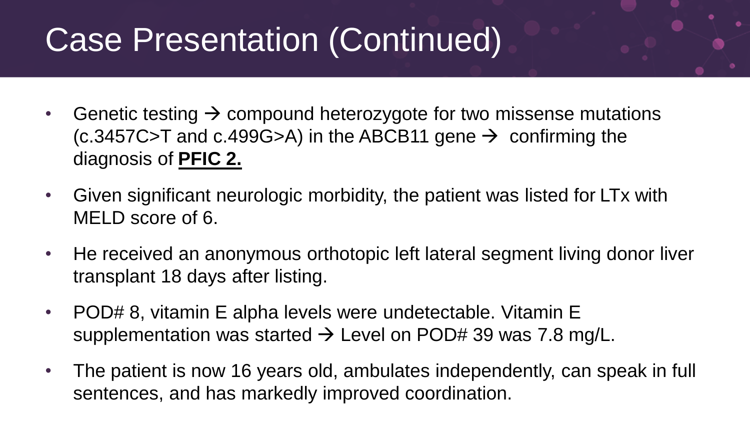# Case Presentation (Continued)

- Genetic testing → compound heterozygote for two missense mutations (c.3457C>T and c.499G>A) in the ABCB11 gene → confirming the diagnosis of **PFIC 2.**
- Given significant neurologic morbidity, the patient was listed for LTx with MELD score of 6.
- He received an anonymous orthotopic left lateral segment living donor liver transplant 18 days after listing.
- POD# 8, vitamin E alpha levels were undetectable. Vitamin E supplementation was started → Level on POD# 39 was 7.8 mg/L.
- The patient is now 16 years old, ambulates independently, can speak in full sentences, and has markedly improved coordination.